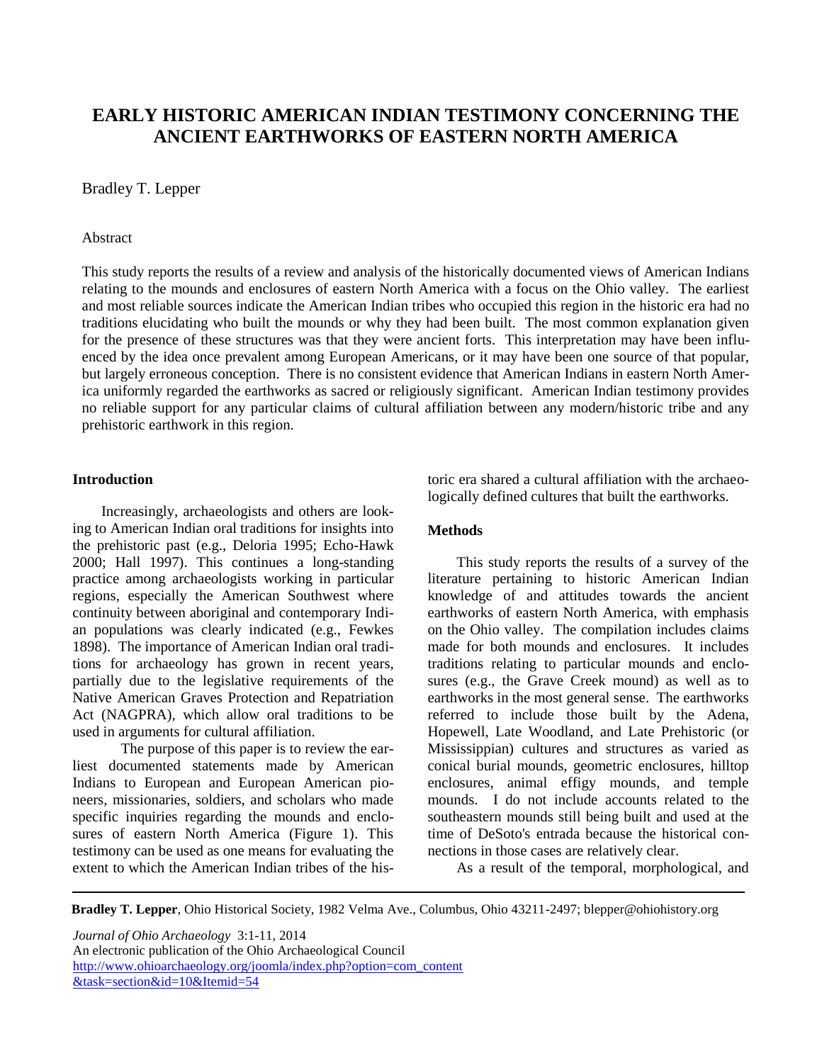# EARLY HISTORIC AMERICAN INDIAN TESTIMONY CONCERNING THE ANCIENT EARTHWORKS OF EASTERN NORTH AMERICA

Bradley T. Lepper

Abstract

This study reports the results of a review and analysis of the historically documented views of American Indians relating to the mounds and enclosures of eastern North America with a focus on the Ohio valley. The earliest and most reliable sources indicate the American Indian tribes who occupied this region in the historic era had no traditions elucidating who built the mounds or why they had been built. The most common explanation given for the presence of these structures was that they were ancient forts. This interpretation may have been influenced by the idea once prevalent among European Americans, or it may have been one source of that popular, but largely erroneous conception. There is no consistent evidence that American Indians in eastern North America uniformly regarded the earthworks as sacred or religiously significant. American Indian testimony provides no reliable support for any particular claims of cultural affiliation between any modern/historic tribe and any prehistoric earthwork in this region.

## Introduction

Increasingly, archaeologists and others are looking to American Indian oral traditions for insights into the prehistoric past (e.g., Deloria 1995; Echo-Hawk 2000; Hall 1997). This continues a long-standing practice among archaeologists working in particular regions, especially the American Southwest where continuity between aboriginal and contemporary Indian populations was clearly indicated (e.g., Fewkes 1898). The importance of American Indian oral traditions for archaeology has grown in recent years, partially due to the legislative requirements of the Native American Graves Protection and Repatriation Act (NAGPRA), which allow oral traditions to be used in arguments for cultural affiliation.

The purpose of this paper is to review the earliest documented statements made by American Indians to European and European American pioneers, missionaries, soldiers, and scholars who made specific inquiries regarding the mounds and enclosures of eastern North America (Figure 1). This testimony can be used as one means for evaluating the extent to which the American Indian tribes of the historic era shared a cultural affiliation with the archaeologically defined cultures that built the earthworks.

## Methods

This study reports the results of a survey of the literature pertaining to historic American Indian knowledge of and attitudes towards the ancient earthworks of eastern North America, with emphasis on the Ohio valley. The compilation includes claims made for both mounds and enclosures. It includes traditions relating to particular mounds and enclosures (e.g., the Grave Creek mound) as well as to earthworks in the most general sense. The earthworks referred to include those built by the Adena, Hopewell, Late Woodland, and Late Prehistoric (or Mississippian) cultures and structures as varied as conical burial mounds, geometric enclosures, hilltop enclosures, animal effigy mounds, and temple mounds. I do not include accounts related to the southeastern mounds still being built and used at the time of DeSoto's entrada because the historical connections in those cases are relatively clear.

As a result of the temporal, morphological, and

---

**Bradley T. Lepper**, Ohio Historical Society, 1982 Velma Ave., Columbus, Ohio 43211-2497; blepper@ohiohistory.org

*Journal of Ohio Archaeology* 3:1-11, 2014
An electronic publication of the Ohio Archaeological Council
http://www.ohioarchaeology.org/joomla/index.php?option=com_content&task=section&id=10&Itemid=54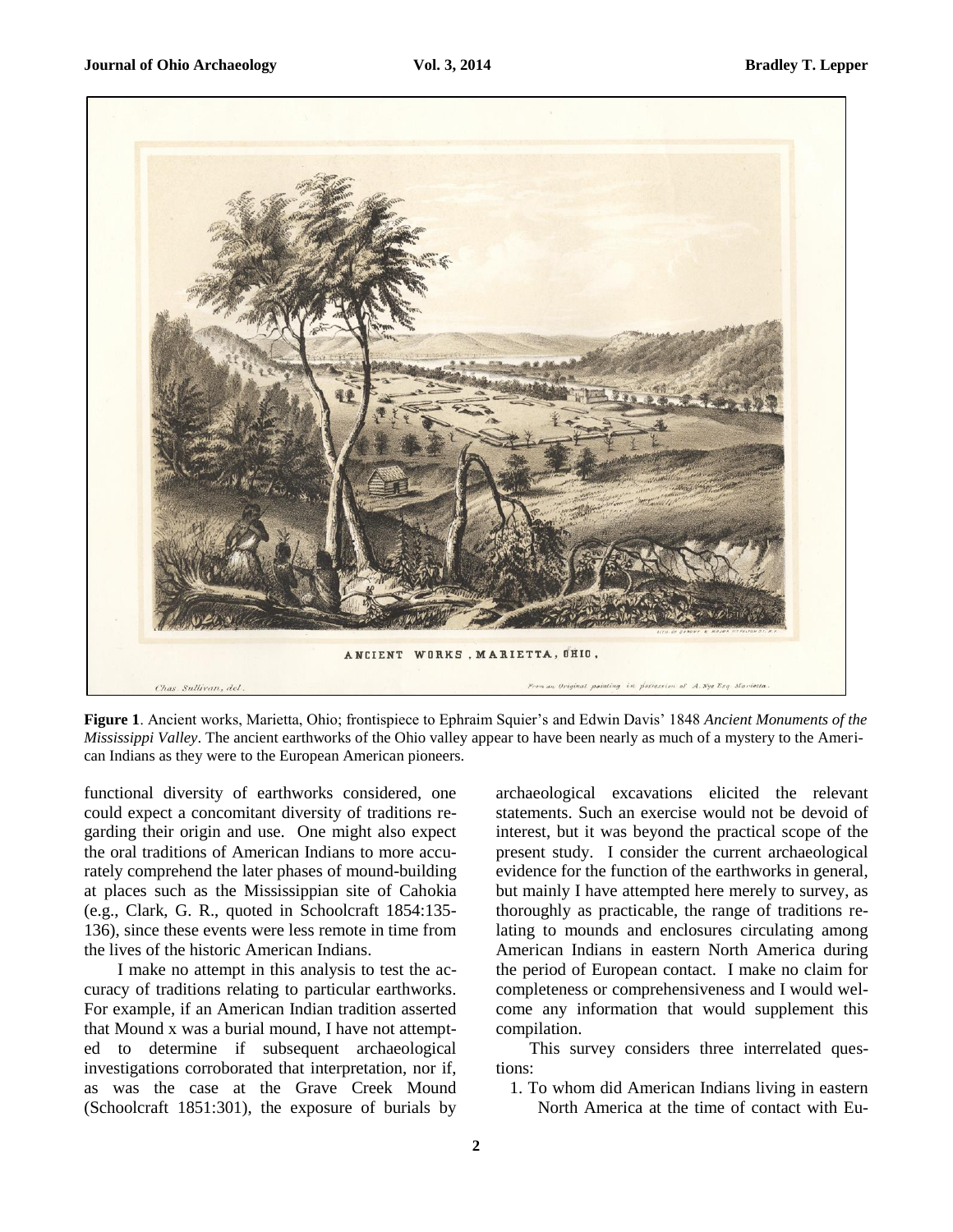**Figure 1**. Ancient works, Marietta, Ohio; frontispiece to Ephraim Squier's and Edwin Davis' 1848 *Ancient Monuments of the Mississippi Valley*. The ancient earthworks of the Ohio valley appear to have been nearly as much of a mystery to the American Indians as they were to the European American pioneers.

functional diversity of earthworks considered, one could expect a concomitant diversity of traditions regarding their origin and use. One might also expect the oral traditions of American Indians to more accurately comprehend the later phases of mound-building at places such as the Mississippian site of Cahokia (e.g., Clark, G. R., quoted in Schoolcraft 1854:135-136), since these events were less remote in time from the lives of the historic American Indians.

I make no attempt in this analysis to test the accuracy of traditions relating to particular earthworks. For example, if an American Indian tradition asserted that Mound x was a burial mound, I have not attempted to determine if subsequent archaeological investigations corroborated that interpretation, nor if, as was the case at the Grave Creek Mound (Schoolcraft 1851:301), the exposure of burials by archaeological excavations elicited the relevant statements. Such an exercise would not be devoid of interest, but it was beyond the practical scope of the present study. I consider the current archaeological evidence for the function of the earthworks in general, but mainly I have attempted here merely to survey, as thoroughly as practicable, the range of traditions relating to mounds and enclosures circulating among American Indians in eastern North America during the period of European contact. I make no claim for completeness or comprehensiveness and I would welcome any information that would supplement this compilation.

This survey considers three interrelated questions:

1. To whom did American Indians living in eastern North America at the time of contact with Eu-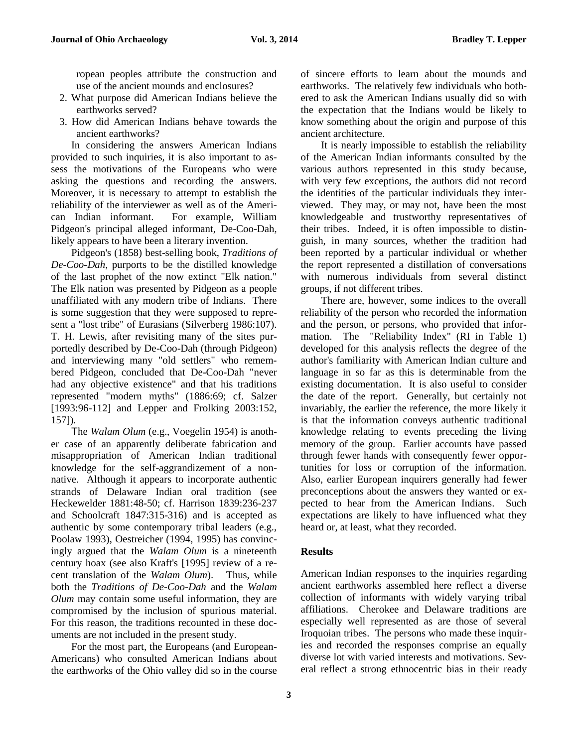ropean peoples attribute the construction and use of the ancient mounds and enclosures?

2. What purpose did American Indians believe the earthworks served?
3. How did American Indians behave towards the ancient earthworks?

In considering the answers American Indians provided to such inquiries, it is also important to assess the motivations of the Europeans who were asking the questions and recording the answers. Moreover, it is necessary to attempt to establish the reliability of the interviewer as well as of the American Indian informant. For example, William Pidgeon's principal alleged informant, De-Coo-Dah, likely appears to have been a literary invention.

Pidgeon's (1858) best-selling book, *Traditions of De-Coo-Dah*, purports to be the distilled knowledge of the last prophet of the now extinct "Elk nation." The Elk nation was presented by Pidgeon as a people unaffiliated with any modern tribe of Indians. There is some suggestion that they were supposed to represent a "lost tribe" of Eurasians (Silverberg 1986:107). T. H. Lewis, after revisiting many of the sites purportedly described by De-Coo-Dah (through Pidgeon) and interviewing many "old settlers" who remembered Pidgeon, concluded that De-Coo-Dah "never had any objective existence" and that his traditions represented "modern myths" (1886:69; cf. Salzer [1993:96-112] and Lepper and Frolking 2003:152, 157]).

The *Walam Olum* (e.g., Voegelin 1954) is another case of an apparently deliberate fabrication and misappropriation of American Indian traditional knowledge for the self-aggrandizement of a non-native. Although it appears to incorporate authentic strands of Delaware Indian oral tradition (see Heckewelder 1881:48-50; cf. Harrison 1839:236-237 and Schoolcraft 1847:315-316) and is accepted as authentic by some contemporary tribal leaders (e.g., Poolaw 1993), Oestreicher (1994, 1995) has convincingly argued that the *Walam Olum* is a nineteenth century hoax (see also Kraft's [1995] review of a recent translation of the *Walam Olum*). Thus, while both the *Traditions of De-Coo-Dah* and the *Walam Olum* may contain some useful information, they are compromised by the inclusion of spurious material. For this reason, the traditions recounted in these documents are not included in the present study.

For the most part, the Europeans (and European-Americans) who consulted American Indians about the earthworks of the Ohio valley did so in the course of sincere efforts to learn about the mounds and earthworks. The relatively few individuals who bothered to ask the American Indians usually did so with the expectation that the Indians would be likely to know something about the origin and purpose of this ancient architecture.

It is nearly impossible to establish the reliability of the American Indian informants consulted by the various authors represented in this study because, with very few exceptions, the authors did not record the identities of the particular individuals they interviewed. They may, or may not, have been the most knowledgeable and trustworthy representatives of their tribes. Indeed, it is often impossible to distinguish, in many sources, whether the tradition had been reported by a particular individual or whether the report represented a distillation of conversations with numerous individuals from several distinct groups, if not different tribes.

There are, however, some indices to the overall reliability of the person who recorded the information and the person, or persons, who provided that information. The "Reliability Index" (RI in Table 1) developed for this analysis reflects the degree of the author's familiarity with American Indian culture and language in so far as this is determinable from the existing documentation. It is also useful to consider the date of the report. Generally, but certainly not invariably, the earlier the reference, the more likely it is that the information conveys authentic traditional knowledge relating to events preceding the living memory of the group. Earlier accounts have passed through fewer hands with consequently fewer opportunities for loss or corruption of the information. Also, earlier European inquirers generally had fewer preconceptions about the answers they wanted or expected to hear from the American Indians. Such expectations are likely to have influenced what they heard or, at least, what they recorded.

## Results

American Indian responses to the inquiries regarding ancient earthworks assembled here reflect a diverse collection of informants with widely varying tribal affiliations. Cherokee and Delaware traditions are especially well represented as are those of several Iroquoian tribes. The persons who made these inquiries and recorded the responses comprise an equally diverse lot with varied interests and motivations. Several reflect a strong ethnocentric bias in their ready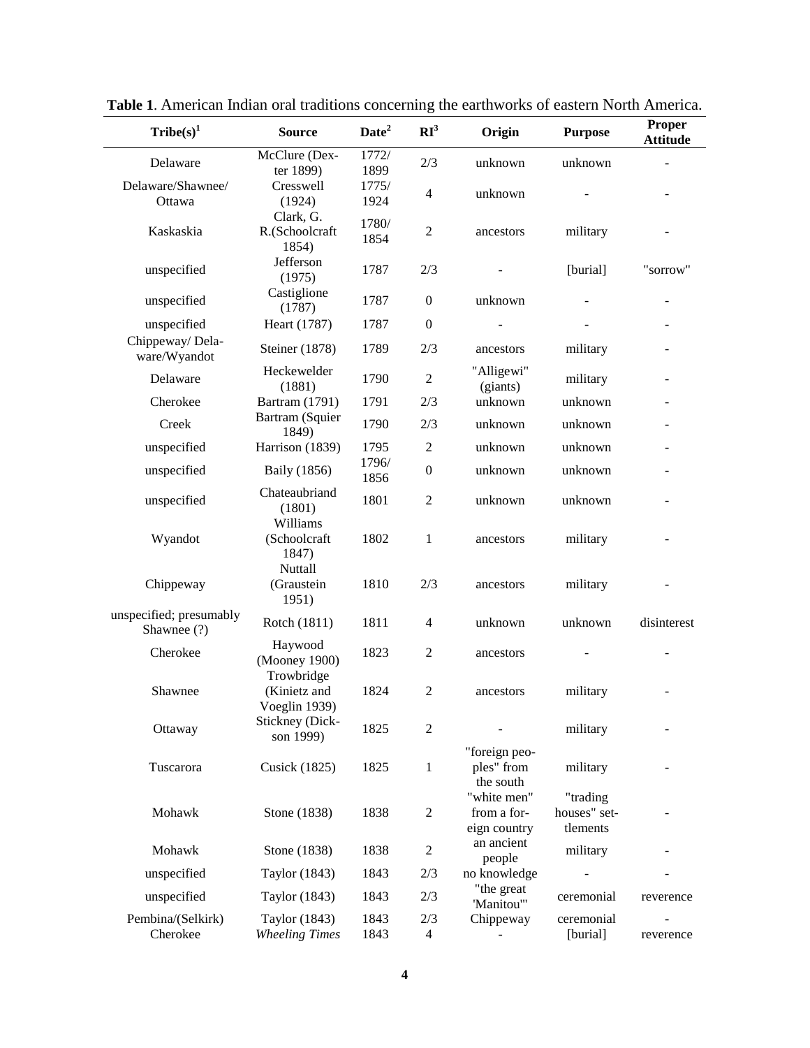**Table 1**. American Indian oral traditions concerning the earthworks of eastern North America.

| Tribe(s)[1] | Source | Date[2] | RI[3] | Origin | Purpose | Proper Attitude |
|---|---|---|---|---|---|---|
| Delaware | McClure (Dexter 1899) | 1772/ 1899 | 2/3 | unknown | unknown | - |
| Delaware/Shawnee/ Ottawa | Cresswell (1924) | 1775/ 1924 | 4 | unknown | - | - |
| Kaskaskia | Clark, G. R.(Schoolcraft 1854) | 1780/ 1854 | 2 | ancestors | military | - |
| unspecified | Jefferson (1975) | 1787 | 2/3 | - | [burial] | "sorrow" |
| unspecified | Castiglione (1787) | 1787 | 0 | unknown | - | - |
| unspecified | Heart (1787) | 1787 | 0 | - | - | - |
| Chippeway/ Delaware/Wyandot | Steiner (1878) | 1789 | 2/3 | ancestors | military | - |
| Delaware | Heckewelder (1881) | 1790 | 2 | "Alligewi" (giants) | military | - |
| Cherokee | Bartram (1791) | 1791 | 2/3 | unknown | unknown | - |
| Creek | Bartram (Squier 1849) | 1790 | 2/3 | unknown | unknown | - |
| unspecified | Harrison (1839) | 1795 | 2 | unknown | unknown | - |
| unspecified | Baily (1856) | 1796/ 1856 | 0 | unknown | unknown | - |
| unspecified | Chateaubriand (1801) | 1801 | 2 | unknown | unknown | - |
| Wyandot | Williams (Schoolcraft 1847) | 1802 | 1 | ancestors | military | - |
| Chippeway | Nuttall (Graustein 1951) | 1810 | 2/3 | ancestors | military | - |
| unspecified; presumably Shawnee (?) | Rotch (1811) | 1811 | 4 | unknown | unknown | disinterest |
| Cherokee | Haywood (Mooney 1900) | 1823 | 2 | ancestors | - | - |
| Shawnee | Trowbridge (Kinietz and Voeglin 1939) | 1824 | 2 | ancestors | military | - |
| Ottaway | Stickney (Dickson 1999) | 1825 | 2 | - | military | - |
| Tuscarora | Cusick (1825) | 1825 | 1 | "foreign peoples" from the south | military | - |
| Mohawk | Stone (1838) | 1838 | 2 | "white men" from a foreign country | "trading houses" settlements | - |
| Mohawk | Stone (1838) | 1838 | 2 | an ancient people | military | - |
| unspecified | Taylor (1843) | 1843 | 2/3 | no knowledge | - | - |
| unspecified | Taylor (1843) | 1843 | 2/3 | "the great 'Manitou'" | ceremonial | reverence |
| Pembina/(Selkirk) | Taylor (1843) | 1843 | 2/3 | Chippeway | ceremonial | - |
| Cherokee | *Wheeling Times* | 1843 | 4 | - | [burial] | reverence |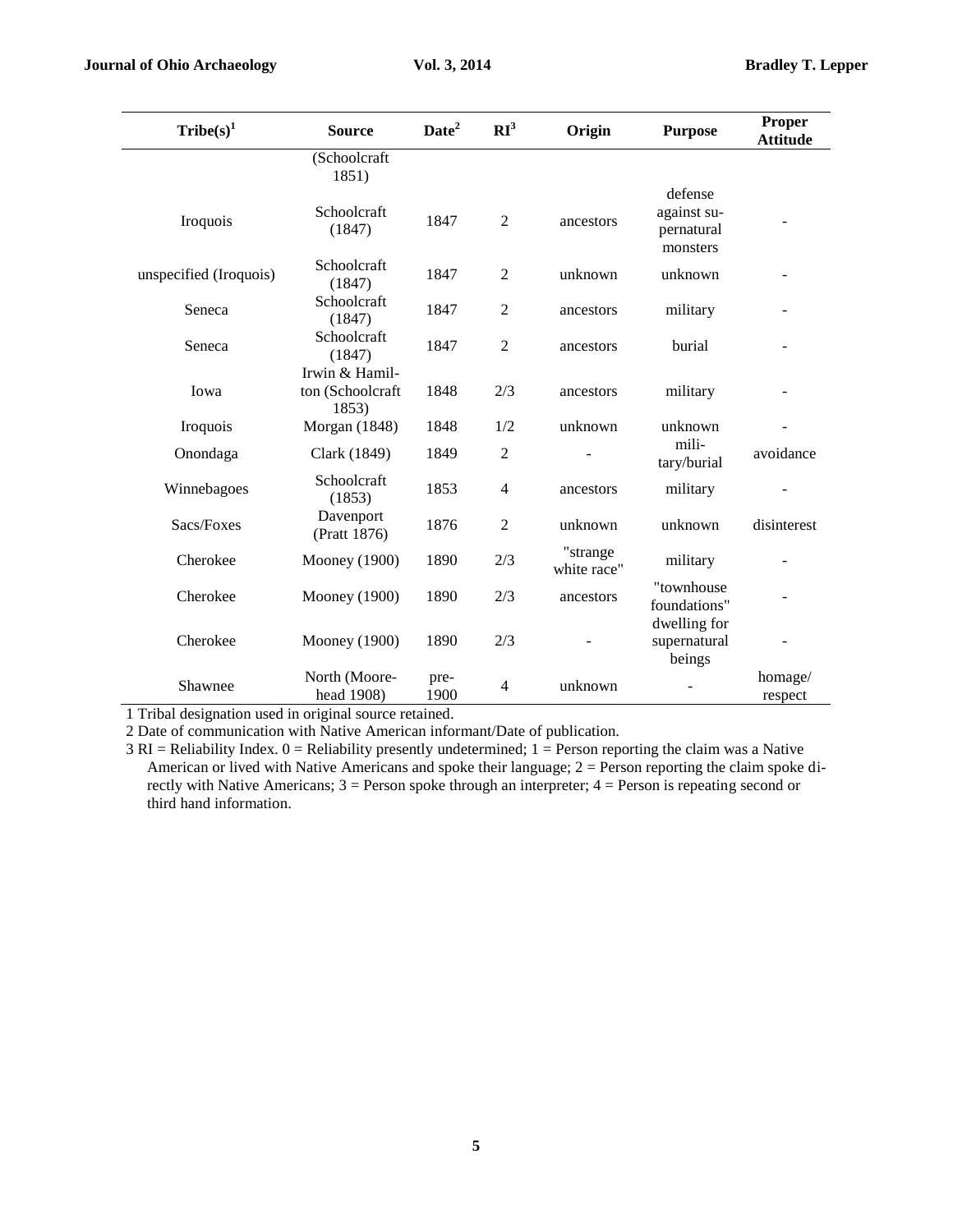| Tribe(s)[1] | Source | Date[2] | RI[3] | Origin | Purpose | Proper Attitude |
|---|---|---|---|---|---|---|
| | (Schoolcraft 1851) | | | | | |
| Iroquois | Schoolcraft (1847) | 1847 | 2 | ancestors | defense against supernatural monsters | - |
| unspecified (Iroquois) | Schoolcraft (1847) | 1847 | 2 | unknown | unknown | - |
| Seneca | Schoolcraft (1847) | 1847 | 2 | ancestors | military | - |
| Seneca | Schoolcraft (1847) | 1847 | 2 | ancestors | burial | - |
| Iowa | Irwin & Hamilton (Schoolcraft 1853) | 1848 | 2/3 | ancestors | military | - |
| Iroquois | Morgan (1848) | 1848 | 1/2 | unknown | unknown | - |
| Onondaga | Clark (1849) | 1849 | 2 | - | military/burial | avoidance |
| Winnebagoes | Schoolcraft (1853) | 1853 | 4 | ancestors | military | - |
| Sacs/Foxes | Davenport (Pratt 1876) | 1876 | 2 | unknown | unknown | disinterest |
| Cherokee | Mooney (1900) | 1890 | 2/3 | "strange white race" | military | - |
| Cherokee | Mooney (1900) | 1890 | 2/3 | ancestors | "townhouse foundations" | - |
| Cherokee | Mooney (1900) | 1890 | 2/3 | - | dwelling for supernatural beings | - |
| Shawnee | North (Moorehead 1908) | pre-1900 | 4 | unknown | - | homage/ respect |

1 Tribal designation used in original source retained.

2 Date of communication with Native American informant/Date of publication.

3 RI = Reliability Index. 0 = Reliability presently undetermined; 1 = Person reporting the claim was a Native American or lived with Native Americans and spoke their language; 2 = Person reporting the claim spoke directly with Native Americans; 3 = Person spoke through an interpreter; 4 = Person is repeating second or third hand information.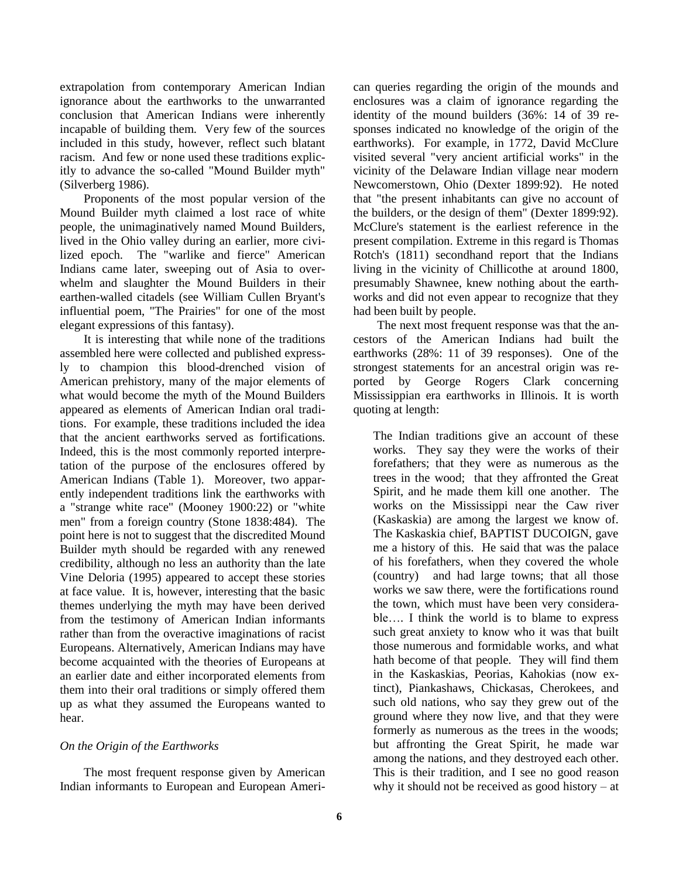extrapolation from contemporary American Indian ignorance about the earthworks to the unwarranted conclusion that American Indians were inherently incapable of building them. Very few of the sources included in this study, however, reflect such blatant racism. And few or none used these traditions explicitly to advance the so-called "Mound Builder myth" (Silverberg 1986).

Proponents of the most popular version of the Mound Builder myth claimed a lost race of white people, the unimaginatively named Mound Builders, lived in the Ohio valley during an earlier, more civilized epoch. The "warlike and fierce" American Indians came later, sweeping out of Asia to overwhelm and slaughter the Mound Builders in their earthen-walled citadels (see William Cullen Bryant's influential poem, "The Prairies" for one of the most elegant expressions of this fantasy).

It is interesting that while none of the traditions assembled here were collected and published expressly to champion this blood-drenched vision of American prehistory, many of the major elements of what would become the myth of the Mound Builders appeared as elements of American Indian oral traditions. For example, these traditions included the idea that the ancient earthworks served as fortifications. Indeed, this is the most commonly reported interpretation of the purpose of the enclosures offered by American Indians (Table 1). Moreover, two apparently independent traditions link the earthworks with a "strange white race" (Mooney 1900:22) or "white men" from a foreign country (Stone 1838:484). The point here is not to suggest that the discredited Mound Builder myth should be regarded with any renewed credibility, although no less an authority than the late Vine Deloria (1995) appeared to accept these stories at face value. It is, however, interesting that the basic themes underlying the myth may have been derived from the testimony of American Indian informants rather than from the overactive imaginations of racist Europeans. Alternatively, American Indians may have become acquainted with the theories of Europeans at an earlier date and either incorporated elements from them into their oral traditions or simply offered them up as what they assumed the Europeans wanted to hear.

*On the Origin of the Earthworks*

The most frequent response given by American Indian informants to European and European American queries regarding the origin of the mounds and enclosures was a claim of ignorance regarding the identity of the mound builders (36%: 14 of 39 responses indicated no knowledge of the origin of the earthworks). For example, in 1772, David McClure visited several "very ancient artificial works" in the vicinity of the Delaware Indian village near modern Newcomerstown, Ohio (Dexter 1899:92). He noted that "the present inhabitants can give no account of the builders, or the design of them" (Dexter 1899:92). McClure's statement is the earliest reference in the present compilation. Extreme in this regard is Thomas Rotch's (1811) secondhand report that the Indians living in the vicinity of Chillicothe at around 1800, presumably Shawnee, knew nothing about the earthworks and did not even appear to recognize that they had been built by people.

The next most frequent response was that the ancestors of the American Indians had built the earthworks (28%: 11 of 39 responses). One of the strongest statements for an ancestral origin was reported by George Rogers Clark concerning Mississippian era earthworks in Illinois. It is worth quoting at length:

> The Indian traditions give an account of these works. They say they were the works of their forefathers; that they were as numerous as the trees in the wood; that they affronted the Great Spirit, and he made them kill one another. The works on the Mississippi near the Caw river (Kaskaskia) are among the largest we know of. The Kaskaskia chief, BAPTIST DUCOIGN, gave me a history of this. He said that was the palace of his forefathers, when they covered the whole (country) and had large towns; that all those works we saw there, were the fortifications round the town, which must have been very considerable…. I think the world is to blame to express such great anxiety to know who it was that built those numerous and formidable works, and what hath become of that people. They will find them in the Kaskaskias, Peorias, Kahokias (now extinct), Piankashaws, Chickasas, Cherokees, and such old nations, who say they grew out of the ground where they now live, and that they were formerly as numerous as the trees in the woods; but affronting the Great Spirit, he made war among the nations, and they destroyed each other. This is their tradition, and I see no good reason why it should not be received as good history – at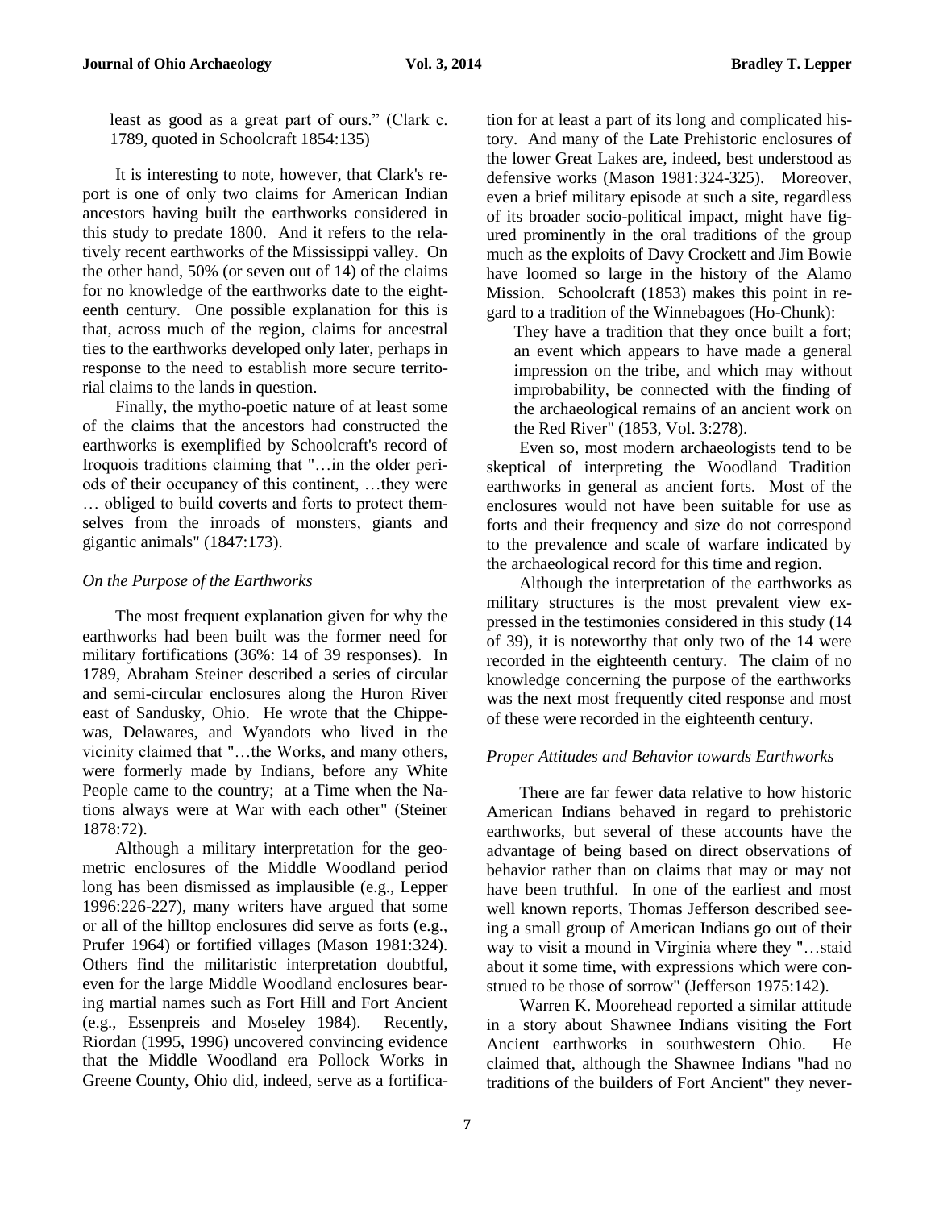least as good as a great part of ours." (Clark c. 1789, quoted in Schoolcraft 1854:135)

It is interesting to note, however, that Clark's report is one of only two claims for American Indian ancestors having built the earthworks considered in this study to predate 1800. And it refers to the relatively recent earthworks of the Mississippi valley. On the other hand, 50% (or seven out of 14) of the claims for no knowledge of the earthworks date to the eighteenth century. One possible explanation for this is that, across much of the region, claims for ancestral ties to the earthworks developed only later, perhaps in response to the need to establish more secure territorial claims to the lands in question.

Finally, the mytho-poetic nature of at least some of the claims that the ancestors had constructed the earthworks is exemplified by Schoolcraft's record of Iroquois traditions claiming that "…in the older periods of their occupancy of this continent, …they were … obliged to build coverts and forts to protect themselves from the inroads of monsters, giants and gigantic animals" (1847:173).

### *On the Purpose of the Earthworks*

The most frequent explanation given for why the earthworks had been built was the former need for military fortifications (36%: 14 of 39 responses). In 1789, Abraham Steiner described a series of circular and semi-circular enclosures along the Huron River east of Sandusky, Ohio. He wrote that the Chippewas, Delawares, and Wyandots who lived in the vicinity claimed that "…the Works, and many others, were formerly made by Indians, before any White People came to the country; at a Time when the Nations always were at War with each other" (Steiner 1878:72).

Although a military interpretation for the geometric enclosures of the Middle Woodland period long has been dismissed as implausible (e.g., Lepper 1996:226-227), many writers have argued that some or all of the hilltop enclosures did serve as forts (e.g., Prufer 1964) or fortified villages (Mason 1981:324). Others find the militaristic interpretation doubtful, even for the large Middle Woodland enclosures bearing martial names such as Fort Hill and Fort Ancient (e.g., Essenpreis and Moseley 1984). Recently, Riordan (1995, 1996) uncovered convincing evidence that the Middle Woodland era Pollock Works in Greene County, Ohio did, indeed, serve as a fortification for at least a part of its long and complicated history. And many of the Late Prehistoric enclosures of the lower Great Lakes are, indeed, best understood as defensive works (Mason 1981:324-325). Moreover, even a brief military episode at such a site, regardless of its broader socio-political impact, might have figured prominently in the oral traditions of the group much as the exploits of Davy Crockett and Jim Bowie have loomed so large in the history of the Alamo Mission. Schoolcraft (1853) makes this point in regard to a tradition of the Winnebagoes (Ho-Chunk):

> They have a tradition that they once built a fort; an event which appears to have made a general impression on the tribe, and which may without improbability, be connected with the finding of the archaeological remains of an ancient work on the Red River" (1853, Vol. 3:278).

Even so, most modern archaeologists tend to be skeptical of interpreting the Woodland Tradition earthworks in general as ancient forts. Most of the enclosures would not have been suitable for use as forts and their frequency and size do not correspond to the prevalence and scale of warfare indicated by the archaeological record for this time and region.

Although the interpretation of the earthworks as military structures is the most prevalent view expressed in the testimonies considered in this study (14 of 39), it is noteworthy that only two of the 14 were recorded in the eighteenth century. The claim of no knowledge concerning the purpose of the earthworks was the next most frequently cited response and most of these were recorded in the eighteenth century.

### *Proper Attitudes and Behavior towards Earthworks*

There are far fewer data relative to how historic American Indians behaved in regard to prehistoric earthworks, but several of these accounts have the advantage of being based on direct observations of behavior rather than on claims that may or may not have been truthful. In one of the earliest and most well known reports, Thomas Jefferson described seeing a small group of American Indians go out of their way to visit a mound in Virginia where they "…staid about it some time, with expressions which were construed to be those of sorrow" (Jefferson 1975:142).

Warren K. Moorehead reported a similar attitude in a story about Shawnee Indians visiting the Fort Ancient earthworks in southwestern Ohio. He claimed that, although the Shawnee Indians "had no traditions of the builders of Fort Ancient" they never-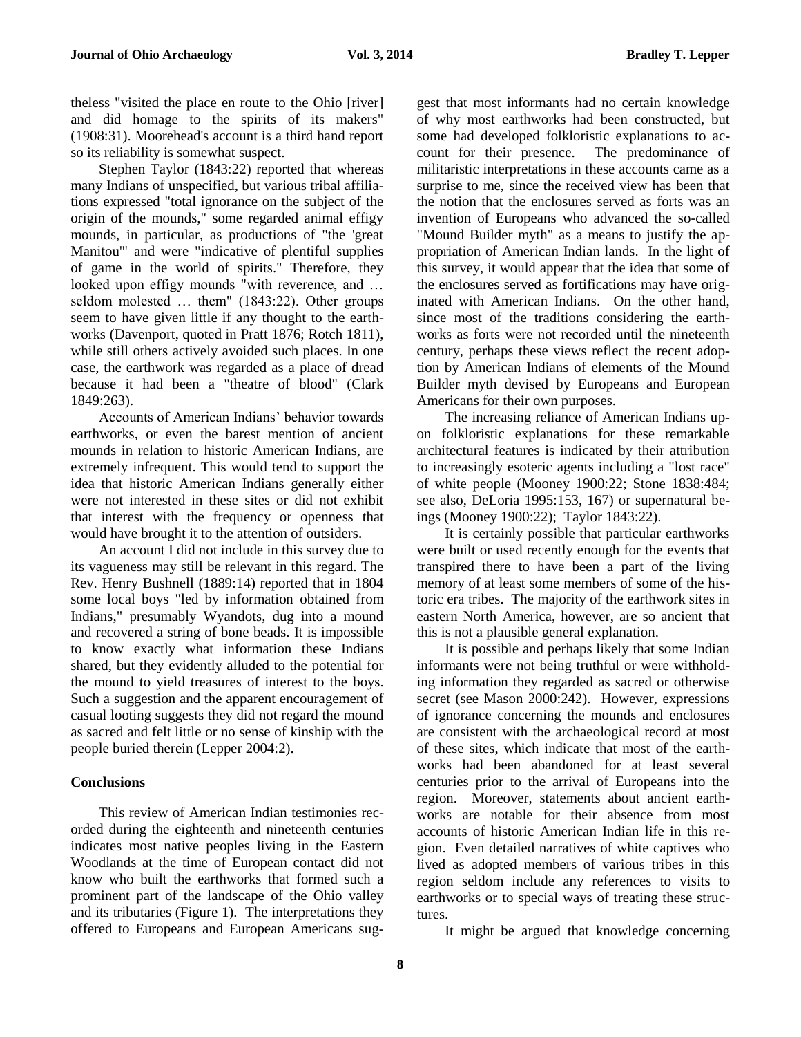theless "visited the place en route to the Ohio [river] and did homage to the spirits of its makers" (1908:31). Moorehead's account is a third hand report so its reliability is somewhat suspect.

Stephen Taylor (1843:22) reported that whereas many Indians of unspecified, but various tribal affiliations expressed "total ignorance on the subject of the origin of the mounds," some regarded animal effigy mounds, in particular, as productions of "the 'great Manitou'" and were "indicative of plentiful supplies of game in the world of spirits." Therefore, they looked upon effigy mounds "with reverence, and … seldom molested … them" (1843:22). Other groups seem to have given little if any thought to the earthworks (Davenport, quoted in Pratt 1876; Rotch 1811), while still others actively avoided such places. In one case, the earthwork was regarded as a place of dread because it had been a "theatre of blood" (Clark 1849:263).

Accounts of American Indians' behavior towards earthworks, or even the barest mention of ancient mounds in relation to historic American Indians, are extremely infrequent. This would tend to support the idea that historic American Indians generally either were not interested in these sites or did not exhibit that interest with the frequency or openness that would have brought it to the attention of outsiders.

An account I did not include in this survey due to its vagueness may still be relevant in this regard. The Rev. Henry Bushnell (1889:14) reported that in 1804 some local boys "led by information obtained from Indians," presumably Wyandots, dug into a mound and recovered a string of bone beads. It is impossible to know exactly what information these Indians shared, but they evidently alluded to the potential for the mound to yield treasures of interest to the boys. Such a suggestion and the apparent encouragement of casual looting suggests they did not regard the mound as sacred and felt little or no sense of kinship with the people buried therein (Lepper 2004:2).

## Conclusions

This review of American Indian testimonies recorded during the eighteenth and nineteenth centuries indicates most native peoples living in the Eastern Woodlands at the time of European contact did not know who built the earthworks that formed such a prominent part of the landscape of the Ohio valley and its tributaries (Figure 1). The interpretations they offered to Europeans and European Americans suggest that most informants had no certain knowledge of why most earthworks had been constructed, but some had developed folkloristic explanations to account for their presence. The predominance of militaristic interpretations in these accounts came as a surprise to me, since the received view has been that the notion that the enclosures served as forts was an invention of Europeans who advanced the so-called "Mound Builder myth" as a means to justify the appropriation of American Indian lands. In the light of this survey, it would appear that the idea that some of the enclosures served as fortifications may have originated with American Indians. On the other hand, since most of the traditions considering the earthworks as forts were not recorded until the nineteenth century, perhaps these views reflect the recent adoption by American Indians of elements of the Mound Builder myth devised by Europeans and European Americans for their own purposes.

The increasing reliance of American Indians upon folkloristic explanations for these remarkable architectural features is indicated by their attribution to increasingly esoteric agents including a "lost race" of white people (Mooney 1900:22; Stone 1838:484; see also, DeLoria 1995:153, 167) or supernatural beings (Mooney 1900:22); Taylor 1843:22).

It is certainly possible that particular earthworks were built or used recently enough for the events that transpired there to have been a part of the living memory of at least some members of some of the historic era tribes. The majority of the earthwork sites in eastern North America, however, are so ancient that this is not a plausible general explanation.

It is possible and perhaps likely that some Indian informants were not being truthful or were withholding information they regarded as sacred or otherwise secret (see Mason 2000:242). However, expressions of ignorance concerning the mounds and enclosures are consistent with the archaeological record at most of these sites, which indicate that most of the earthworks had been abandoned for at least several centuries prior to the arrival of Europeans into the region. Moreover, statements about ancient earthworks are notable for their absence from most accounts of historic American Indian life in this region. Even detailed narratives of white captives who lived as adopted members of various tribes in this region seldom include any references to visits to earthworks or to special ways of treating these structures.

It might be argued that knowledge concerning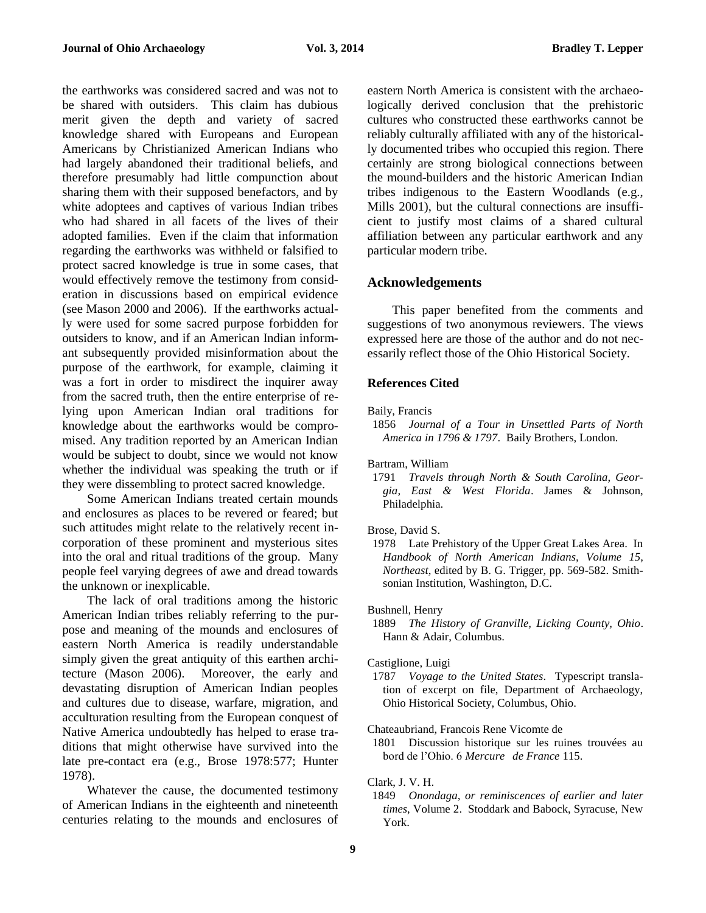the earthworks was considered sacred and was not to be shared with outsiders. This claim has dubious merit given the depth and variety of sacred knowledge shared with Europeans and European Americans by Christianized American Indians who had largely abandoned their traditional beliefs, and therefore presumably had little compunction about sharing them with their supposed benefactors, and by white adoptees and captives of various Indian tribes who had shared in all facets of the lives of their adopted families. Even if the claim that information regarding the earthworks was withheld or falsified to protect sacred knowledge is true in some cases, that would effectively remove the testimony from consideration in discussions based on empirical evidence (see Mason 2000 and 2006). If the earthworks actually were used for some sacred purpose forbidden for outsiders to know, and if an American Indian informant subsequently provided misinformation about the purpose of the earthwork, for example, claiming it was a fort in order to misdirect the inquirer away from the sacred truth, then the entire enterprise of relying upon American Indian oral traditions for knowledge about the earthworks would be compromised. Any tradition reported by an American Indian would be subject to doubt, since we would not know whether the individual was speaking the truth or if they were dissembling to protect sacred knowledge.

Some American Indians treated certain mounds and enclosures as places to be revered or feared; but such attitudes might relate to the relatively recent incorporation of these prominent and mysterious sites into the oral and ritual traditions of the group. Many people feel varying degrees of awe and dread towards the unknown or inexplicable.

The lack of oral traditions among the historic American Indian tribes reliably referring to the purpose and meaning of the mounds and enclosures of eastern North America is readily understandable simply given the great antiquity of this earthen architecture (Mason 2006). Moreover, the early and devastating disruption of American Indian peoples and cultures due to disease, warfare, migration, and acculturation resulting from the European conquest of Native America undoubtedly has helped to erase traditions that might otherwise have survived into the late pre-contact era (e.g., Brose 1978:577; Hunter 1978).

Whatever the cause, the documented testimony of American Indians in the eighteenth and nineteenth centuries relating to the mounds and enclosures of eastern North America is consistent with the archaeologically derived conclusion that the prehistoric cultures who constructed these earthworks cannot be reliably culturally affiliated with any of the historically documented tribes who occupied this region. There certainly are strong biological connections between the mound-builders and the historic American Indian tribes indigenous to the Eastern Woodlands (e.g., Mills 2001), but the cultural connections are insufficient to justify most claims of a shared cultural affiliation between any particular earthwork and any particular modern tribe.

## Acknowledgements

This paper benefited from the comments and suggestions of two anonymous reviewers. The views expressed here are those of the author and do not necessarily reflect those of the Ohio Historical Society.

### References Cited

Baily, Francis
1856 *Journal of a Tour in Unsettled Parts of North America in 1796 & 1797*. Baily Brothers, London.

Bartram, William
1791 *Travels through North & South Carolina, Georgia, East & West Florida*. James & Johnson, Philadelphia.

Brose, David S.
1978 Late Prehistory of the Upper Great Lakes Area. In *Handbook of North American Indians, Volume 15, Northeast*, edited by B. G. Trigger, pp. 569-582. Smithsonian Institution, Washington, D.C.

Bushnell, Henry
1889 *The History of Granville, Licking County, Ohio*. Hann & Adair, Columbus.

Castiglione, Luigi
1787 *Voyage to the United States*. Typescript translation of excerpt on file, Department of Archaeology, Ohio Historical Society, Columbus, Ohio.

Chateaubriand, Francois Rene Vicomte de
1801 Discussion historique sur les ruines trouvées au bord de l'Ohio. 6 *Mercure de France* 115.

Clark, J. V. H.
1849 *Onondaga, or reminiscences of earlier and later times*, Volume 2. Stoddark and Babock, Syracuse, New York.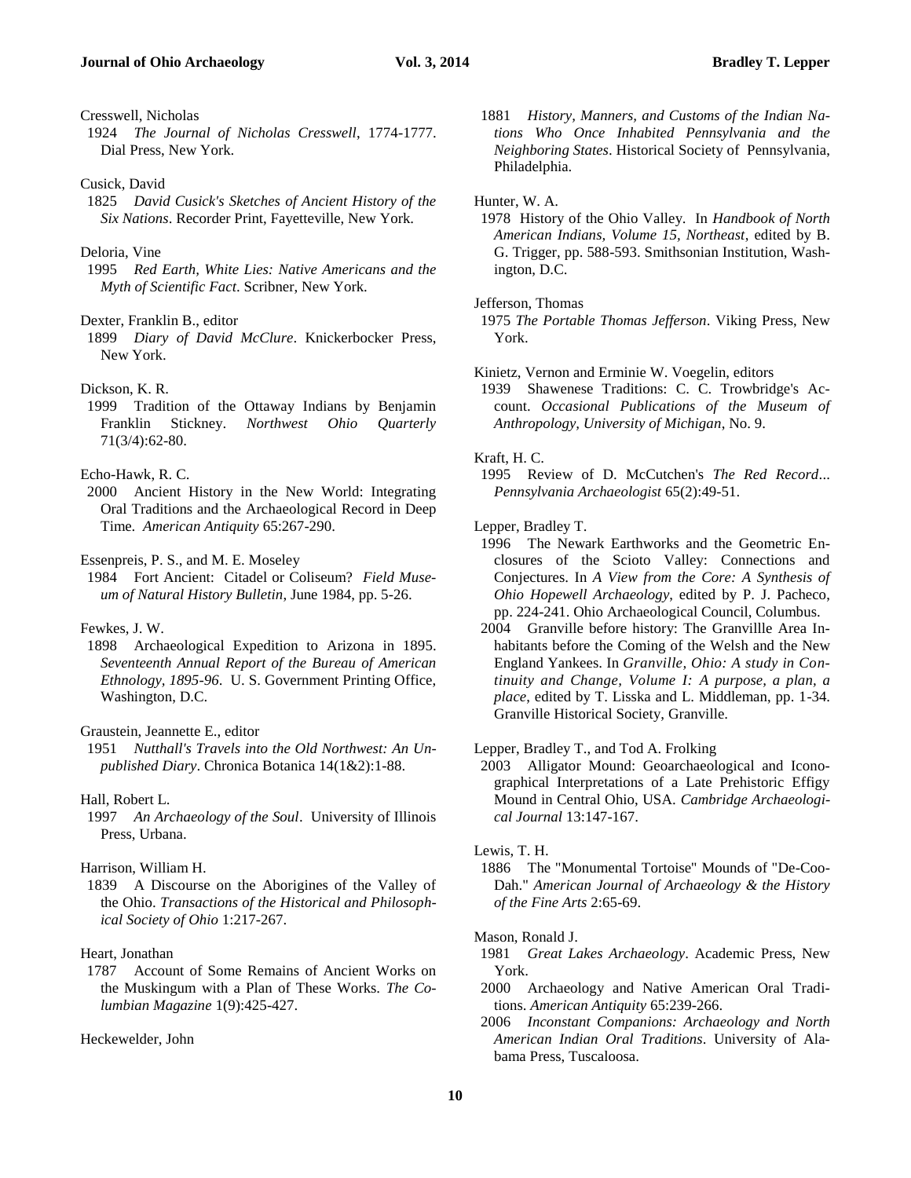Cresswell, Nicholas
1924 *The Journal of Nicholas Cresswell*, 1774-1777. Dial Press, New York.

Cusick, David
1825 *David Cusick's Sketches of Ancient History of the Six Nations*. Recorder Print, Fayetteville, New York.

Deloria, Vine
1995 *Red Earth, White Lies: Native Americans and the Myth of Scientific Fact*. Scribner, New York.

Dexter, Franklin B., editor
1899 *Diary of David McClure*. Knickerbocker Press, New York.

Dickson, K. R.
1999 Tradition of the Ottaway Indians by Benjamin Franklin Stickney. *Northwest Ohio Quarterly* 71(3/4):62-80.

Echo-Hawk, R. C.
2000 Ancient History in the New World: Integrating Oral Traditions and the Archaeological Record in Deep Time. *American Antiquity* 65:267-290.

Essenpreis, P. S., and M. E. Moseley
1984 Fort Ancient: Citadel or Coliseum? *Field Museum of Natural History Bulletin*, June 1984, pp. 5-26.

Fewkes, J. W.
1898 Archaeological Expedition to Arizona in 1895. *Seventeenth Annual Report of the Bureau of American Ethnology, 1895-96*. U. S. Government Printing Office, Washington, D.C.

Graustein, Jeannette E., editor
1951 *Nutthall's Travels into the Old Northwest: An Unpublished Diary*. Chronica Botanica 14(1&2):1-88.

Hall, Robert L.
1997 *An Archaeology of the Soul*. University of Illinois Press, Urbana.

Harrison, William H.
1839 A Discourse on the Aborigines of the Valley of the Ohio. *Transactions of the Historical and Philosophical Society of Ohio* 1:217-267.

Heart, Jonathan
1787 Account of Some Remains of Ancient Works on the Muskingum with a Plan of These Works. *The Columbian Magazine* 1(9):425-427.

Heckewelder, John
1881 *History, Manners, and Customs of the Indian Nations Who Once Inhabited Pennsylvania and the Neighboring States*. Historical Society of Pennsylvania, Philadelphia.

Hunter, W. A.
1978 History of the Ohio Valley. In *Handbook of North American Indians, Volume 15, Northeast*, edited by B. G. Trigger, pp. 588-593. Smithsonian Institution, Washington, D.C.

Jefferson, Thomas
1975 *The Portable Thomas Jefferson*. Viking Press, New York.

Kinietz, Vernon and Erminie W. Voegelin, editors
1939 Shawenese Traditions: C. C. Trowbridge's Account. *Occasional Publications of the Museum of Anthropology, University of Michigan*, No. 9.

Kraft, H. C.
1995 Review of D. McCutchen's *The Red Record*... *Pennsylvania Archaeologist* 65(2):49-51.

Lepper, Bradley T.
1996 The Newark Earthworks and the Geometric Enclosures of the Scioto Valley: Connections and Conjectures. In *A View from the Core: A Synthesis of Ohio Hopewell Archaeology*, edited by P. J. Pacheco, pp. 224-241. Ohio Archaeological Council, Columbus.
2004 Granville before history: The Granvillle Area Inhabitants before the Coming of the Welsh and the New England Yankees. In *Granville, Ohio: A study in Continuity and Change, Volume I: A purpose, a plan, a place*, edited by T. Lisska and L. Middleman, pp. 1-34. Granville Historical Society, Granville.

Lepper, Bradley T., and Tod A. Frolking
2003 Alligator Mound: Geoarchaeological and Iconographical Interpretations of a Late Prehistoric Effigy Mound in Central Ohio, USA. *Cambridge Archaeological Journal* 13:147-167.

Lewis, T. H.
1886 The "Monumental Tortoise" Mounds of "De-Coo-Dah." *American Journal of Archaeology & the History of the Fine Arts* 2:65-69.

Mason, Ronald J.
1981 *Great Lakes Archaeology*. Academic Press, New York.
2000 Archaeology and Native American Oral Traditions. *American Antiquity* 65:239-266.
2006 *Inconstant Companions: Archaeology and North American Indian Oral Traditions*. University of Alabama Press, Tuscaloosa.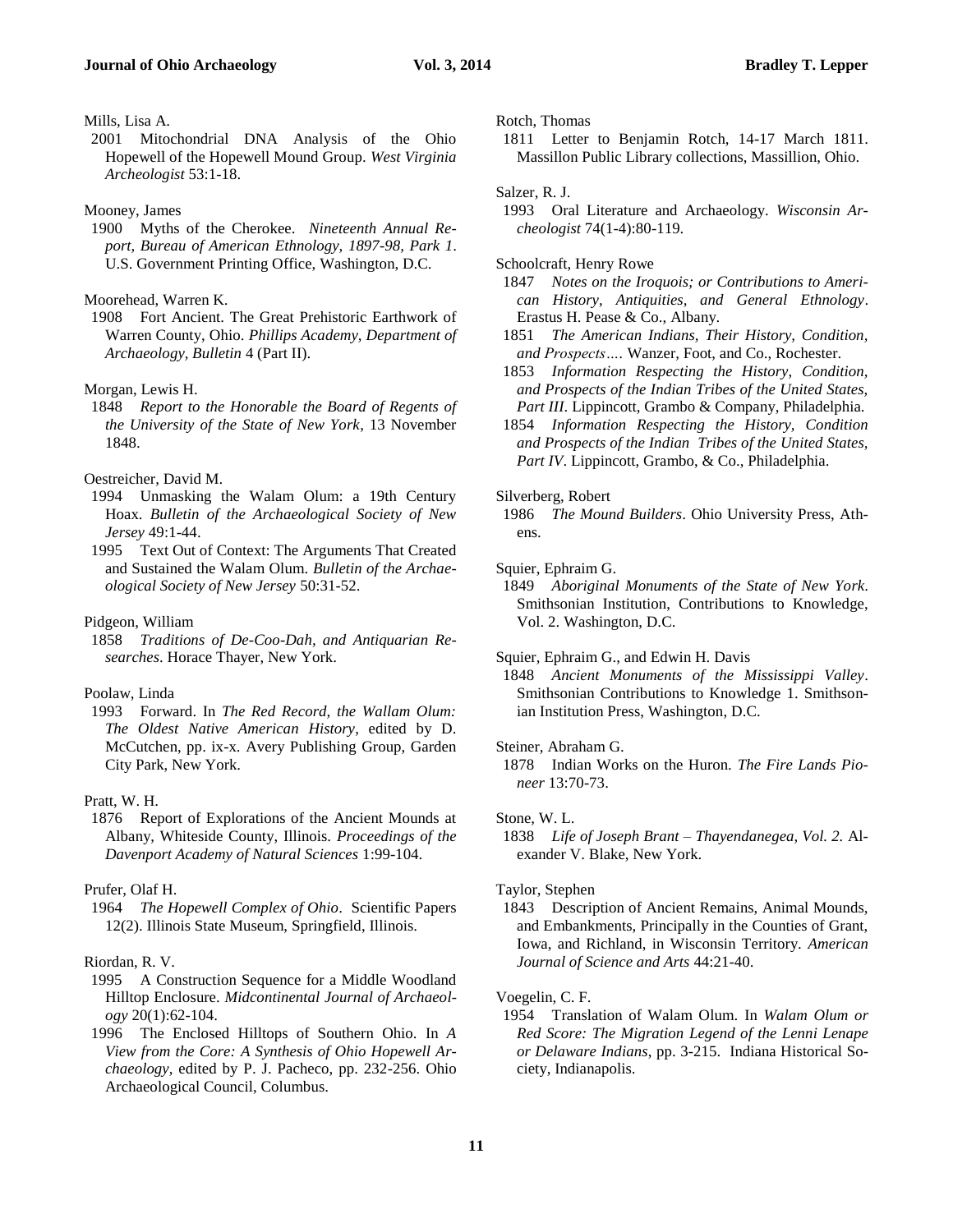Mills, Lisa A.

2001 Mitochondrial DNA Analysis of the Ohio Hopewell of the Hopewell Mound Group. *West Virginia Archeologist* 53:1-18.

Mooney, James

1900 Myths of the Cherokee. *Nineteenth Annual Report, Bureau of American Ethnology, 1897-98, Park 1*. U.S. Government Printing Office, Washington, D.C.

Moorehead, Warren K.

1908 Fort Ancient. The Great Prehistoric Earthwork of Warren County, Ohio. *Phillips Academy, Department of Archaeology, Bulletin* 4 (Part II).

Morgan, Lewis H.

1848 *Report to the Honorable the Board of Regents of the University of the State of New York*, 13 November 1848.

Oestreicher, David M.

1994 Unmasking the Walam Olum: a 19th Century Hoax. *Bulletin of the Archaeological Society of New Jersey* 49:1-44.

1995 Text Out of Context: The Arguments That Created and Sustained the Walam Olum. *Bulletin of the Archaeological Society of New Jersey* 50:31-52.

Pidgeon, William

1858 *Traditions of De-Coo-Dah, and Antiquarian Researches*. Horace Thayer, New York.

Poolaw, Linda

1993 Forward. In *The Red Record, the Wallam Olum: The Oldest Native American History*, edited by D. McCutchen, pp. ix-x. Avery Publishing Group, Garden City Park, New York.

Pratt, W. H.

1876 Report of Explorations of the Ancient Mounds at Albany, Whiteside County, Illinois. *Proceedings of the Davenport Academy of Natural Sciences* 1:99-104.

Prufer, Olaf H.

1964 *The Hopewell Complex of Ohio*. Scientific Papers 12(2). Illinois State Museum, Springfield, Illinois.

Riordan, R. V.

1995 A Construction Sequence for a Middle Woodland Hilltop Enclosure. *Midcontinental Journal of Archaeology* 20(1):62-104.

1996 The Enclosed Hilltops of Southern Ohio. In *A View from the Core: A Synthesis of Ohio Hopewell Archaeology*, edited by P. J. Pacheco, pp. 232-256. Ohio Archaeological Council, Columbus.

Rotch, Thomas

1811 Letter to Benjamin Rotch, 14-17 March 1811. Massillon Public Library collections, Massillion, Ohio.

Salzer, R. J.

1993 Oral Literature and Archaeology. *Wisconsin Archeologist* 74(1-4):80-119.

Schoolcraft, Henry Rowe

1847 *Notes on the Iroquois; or Contributions to American History, Antiquities, and General Ethnology*. Erastus H. Pease & Co., Albany.

1851 *The American Indians, Their History, Condition, and Prospects….* Wanzer, Foot, and Co., Rochester.

1853 *Information Respecting the History, Condition, and Prospects of the Indian Tribes of the United States, Part III*. Lippincott, Grambo & Company, Philadelphia.

1854 *Information Respecting the History, Condition and Prospects of the Indian Tribes of the United States, Part IV*. Lippincott, Grambo, & Co., Philadelphia.

Silverberg, Robert

1986 *The Mound Builders*. Ohio University Press, Athens.

Squier, Ephraim G.

1849 *Aboriginal Monuments of the State of New York*. Smithsonian Institution, Contributions to Knowledge, Vol. 2. Washington, D.C.

Squier, Ephraim G., and Edwin H. Davis

1848 *Ancient Monuments of the Mississippi Valley*. Smithsonian Contributions to Knowledge 1. Smithsonian Institution Press, Washington, D.C.

Steiner, Abraham G.

1878 Indian Works on the Huron. *The Fire Lands Pioneer* 13:70-73.

Stone, W. L.

1838 *Life of Joseph Brant – Thayendanegea, Vol. 2*. Alexander V. Blake, New York.

Taylor, Stephen

1843 Description of Ancient Remains, Animal Mounds, and Embankments, Principally in the Counties of Grant, Iowa, and Richland, in Wisconsin Territory. *American Journal of Science and Arts* 44:21-40.

Voegelin, C. F.

1954 Translation of Walam Olum. In *Walam Olum or Red Score: The Migration Legend of the Lenni Lenape or Delaware Indians*, pp. 3-215. Indiana Historical Society, Indianapolis.